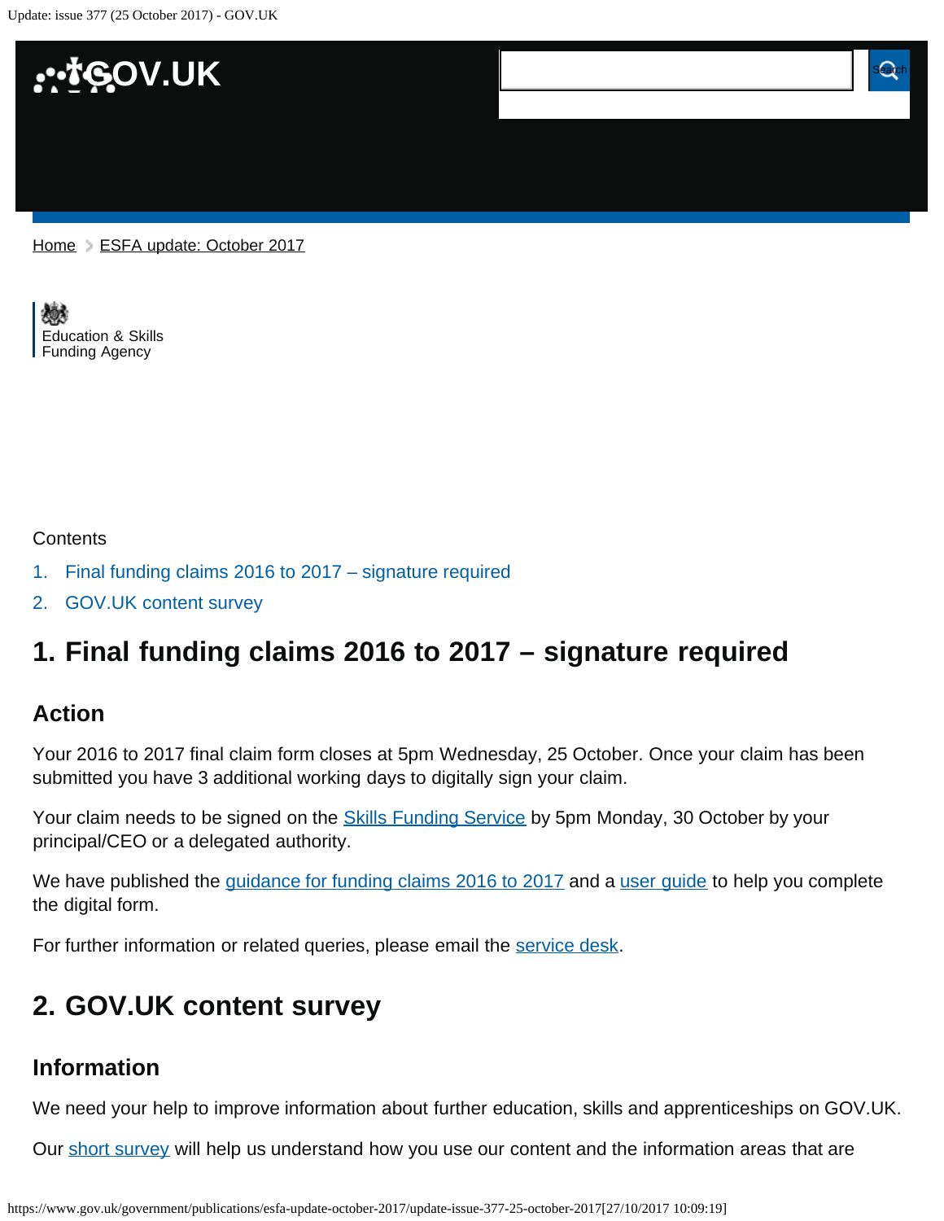Home > ESFA update: October 2017

Education & Skills Funding Agency

Contents

1. Final funding claims 2016 to 2017 – signature required
2. GOV.UK content survey

## 1. Final funding claims 2016 to 2017 – signature required

### Action

Your 2016 to 2017 final claim form closes at 5pm Wednesday, 25 October. Once your claim has been submitted you have 3 additional working days to digitally sign your claim.

Your claim needs to be signed on the Skills Funding Service by 5pm Monday, 30 October by your principal/CEO or a delegated authority.

We have published the guidance for funding claims 2016 to 2017 and a user guide to help you complete the digital form.

For further information or related queries, please email the service desk.

## 2. GOV.UK content survey

### Information

We need your help to improve information about further education, skills and apprenticeships on GOV.UK.

Our short survey will help us understand how you use our content and the information areas that are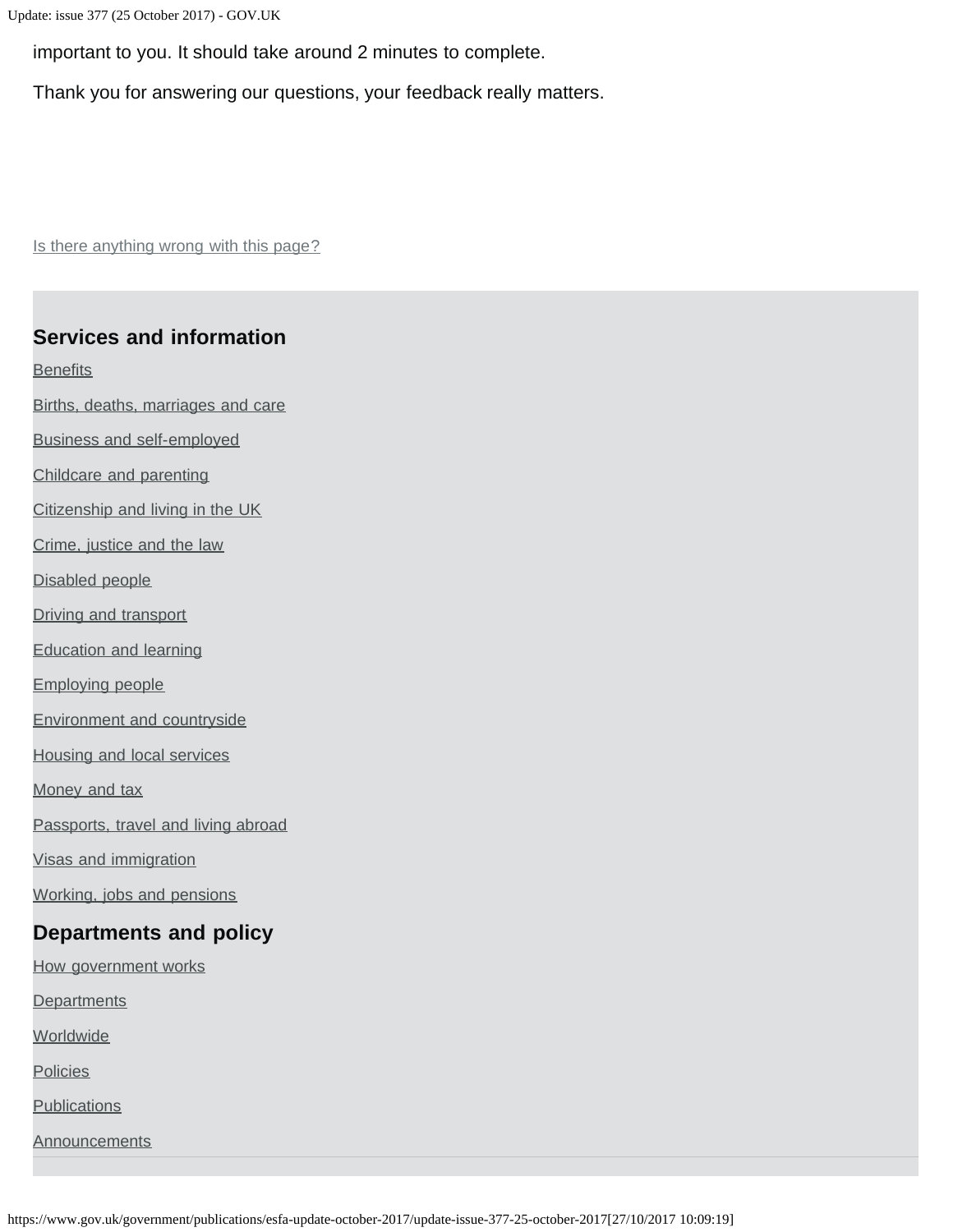important to you. It should take around 2 minutes to complete.

Thank you for answering our questions, your feedback really matters.

Is there anything wrong with this page?

## Services and information

Benefits

Births, deaths, marriages and care

Business and self-employed

Childcare and parenting

Citizenship and living in the UK

Crime, justice and the law

Disabled people

Driving and transport

Education and learning

Employing people

Environment and countryside

Housing and local services

Money and tax

Passports, travel and living abroad

Visas and immigration

Working, jobs and pensions

## Departments and policy

How government works

Departments

Worldwide

Policies

Publications

Announcements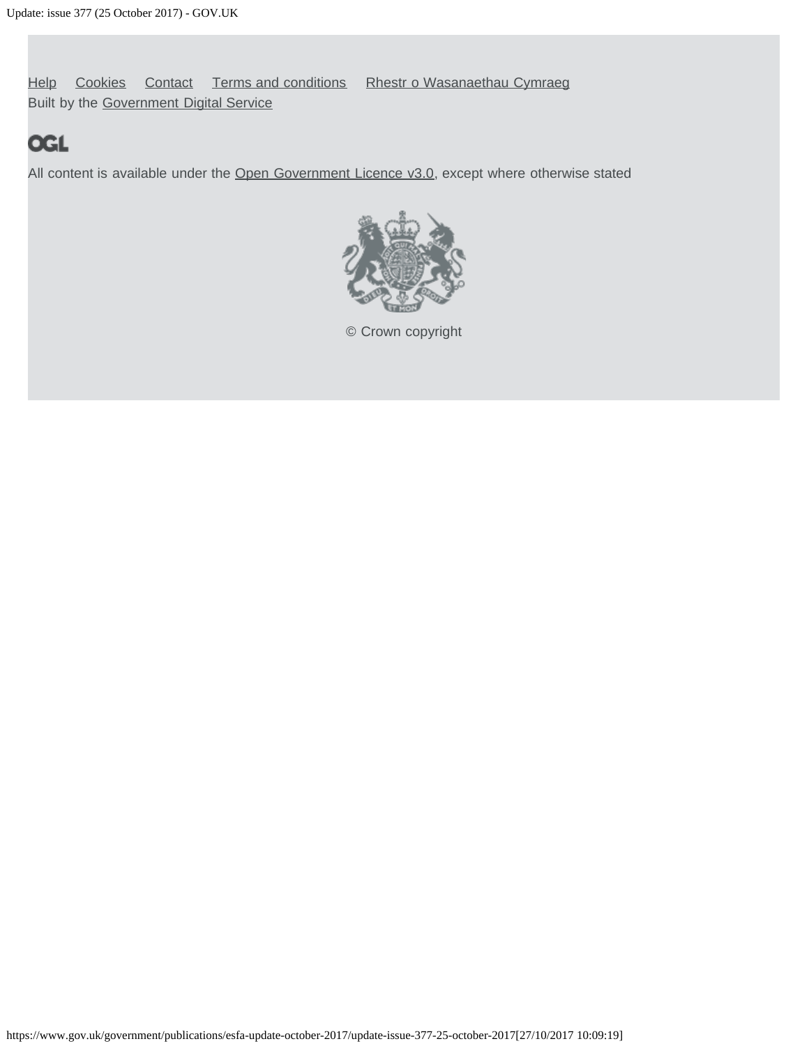Help Cookies Contact Terms and conditions Rhestr o Wasanaethau Cymraeg
Built by the Government Digital Service

OGL

All content is available under the Open Government Licence v3.0, except where otherwise stated

© Crown copyright